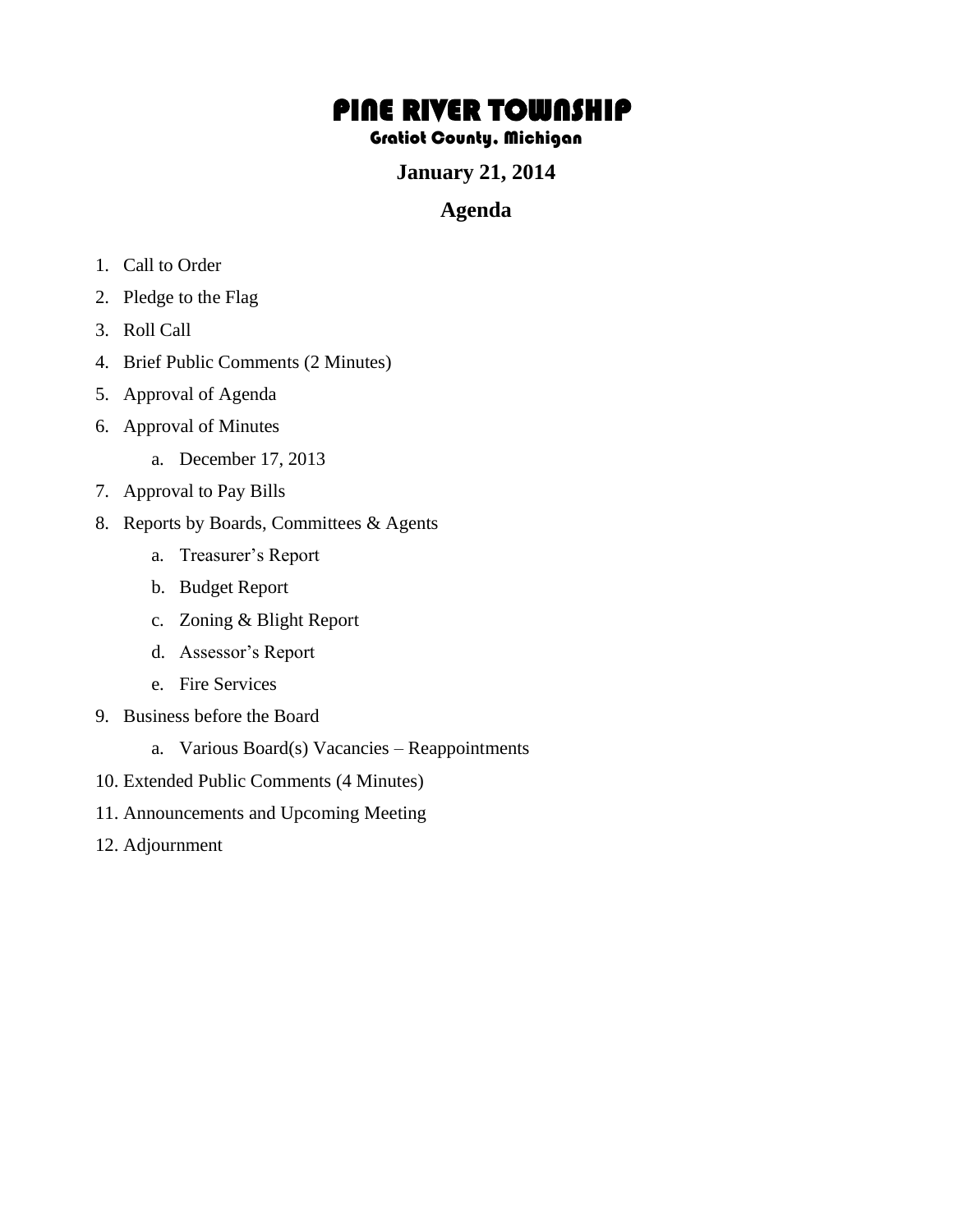# PINE RIVER TOWNSHIP

### Gratiot County, Michigan

### January 21, 2014

## Agenda

1. Call to Order
2. Pledge to the Flag
3. Roll Call
4. Brief Public Comments (2 Minutes)
5. Approval of Agenda
6. Approval of Minutes
    a. December 17, 2013
7. Approval to Pay Bills
8. Reports by Boards, Committees & Agents
    a. Treasurer's Report
    b. Budget Report
    c. Zoning & Blight Report
    d. Assessor's Report
    e. Fire Services
9. Business before the Board
    a. Various Board(s) Vacancies – Reappointments
10. Extended Public Comments (4 Minutes)
11. Announcements and Upcoming Meeting
12. Adjournment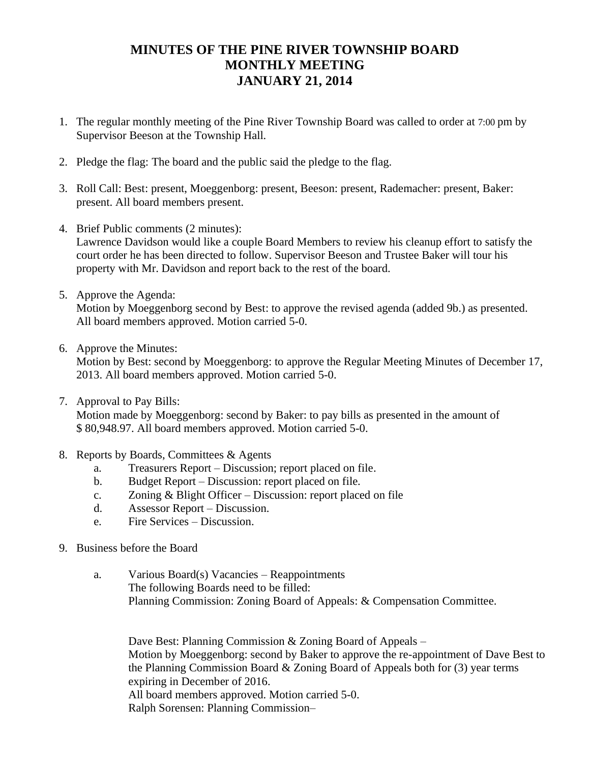# MINUTES OF THE PINE RIVER TOWNSHIP BOARD MONTHLY MEETING JANUARY 21, 2014

1. The regular monthly meeting of the Pine River Township Board was called to order at 7:00 pm by Supervisor Beeson at the Township Hall.

2. Pledge the flag: The board and the public said the pledge to the flag.

3. Roll Call: Best: present, Moeggenborg: present, Beeson: present, Rademacher: present, Baker: present. All board members present.

4. Brief Public comments (2 minutes):
   Lawrence Davidson would like a couple Board Members to review his cleanup effort to satisfy the court order he has been directed to follow. Supervisor Beeson and Trustee Baker will tour his property with Mr. Davidson and report back to the rest of the board.

5. Approve the Agenda:
   Motion by Moeggenborg second by Best: to approve the revised agenda (added 9b.) as presented. All board members approved. Motion carried 5-0.

6. Approve the Minutes:
   Motion by Best: second by Moeggenborg: to approve the Regular Meeting Minutes of December 17, 2013. All board members approved. Motion carried 5-0.

7. Approval to Pay Bills:
   Motion made by Moeggenborg: second by Baker: to pay bills as presented in the amount of $ 80,948.97. All board members approved. Motion carried 5-0.

8. Reports by Boards, Committees & Agents
   a. Treasurers Report – Discussion; report placed on file.
   b. Budget Report – Discussion: report placed on file.
   c. Zoning & Blight Officer – Discussion: report placed on file
   d. Assessor Report – Discussion.
   e. Fire Services – Discussion.

9. Business before the Board

   a. Various Board(s) Vacancies – Reappointments
      The following Boards need to be filled:
      Planning Commission: Zoning Board of Appeals: & Compensation Committee.

      Dave Best: Planning Commission & Zoning Board of Appeals –
      Motion by Moeggenborg: second by Baker to approve the re-appointment of Dave Best to the Planning Commission Board & Zoning Board of Appeals both for (3) year terms expiring in December of 2016.
      All board members approved. Motion carried 5-0.
      Ralph Sorensen: Planning Commission–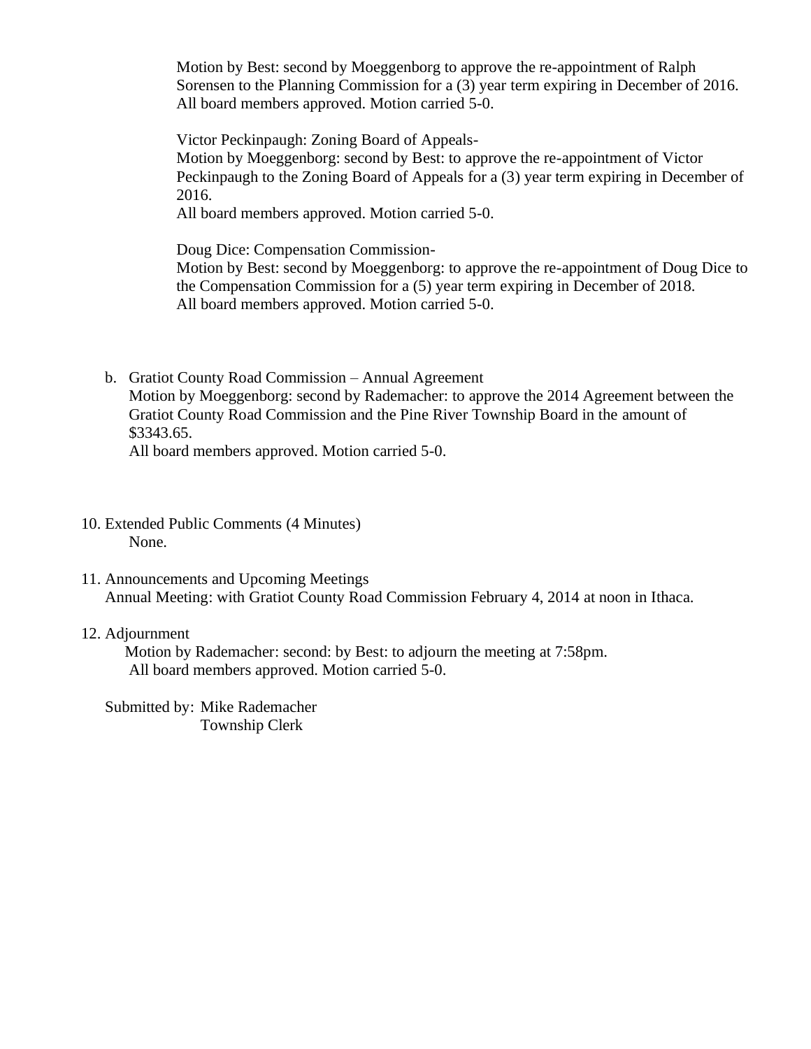Motion by Best: second by Moeggenborg to approve the re-appointment of Ralph Sorensen to the Planning Commission for a (3) year term expiring in December of 2016. All board members approved. Motion carried 5-0.

Victor Peckinpaugh: Zoning Board of Appeals-
Motion by Moeggenborg: second by Best: to approve the re-appointment of Victor Peckinpaugh to the Zoning Board of Appeals for a (3) year term expiring in December of 2016.
All board members approved. Motion carried 5-0.

Doug Dice: Compensation Commission-
Motion by Best: second by Moeggenborg: to approve the re-appointment of Doug Dice to the Compensation Commission for a (5) year term expiring in December of 2018.
All board members approved. Motion carried 5-0.

b. Gratiot County Road Commission – Annual Agreement
Motion by Moeggenborg: second by Rademacher: to approve the 2014 Agreement between the Gratiot County Road Commission and the Pine River Township Board in the amount of $3343.65.
All board members approved. Motion carried 5-0.

10. Extended Public Comments (4 Minutes)
None.

11. Announcements and Upcoming Meetings
Annual Meeting: with Gratiot County Road Commission February 4, 2014 at noon in Ithaca.

12. Adjournment
Motion by Rademacher: second: by Best: to adjourn the meeting at 7:58pm.
All board members approved. Motion carried 5-0.

Submitted by: Mike Rademacher
Township Clerk